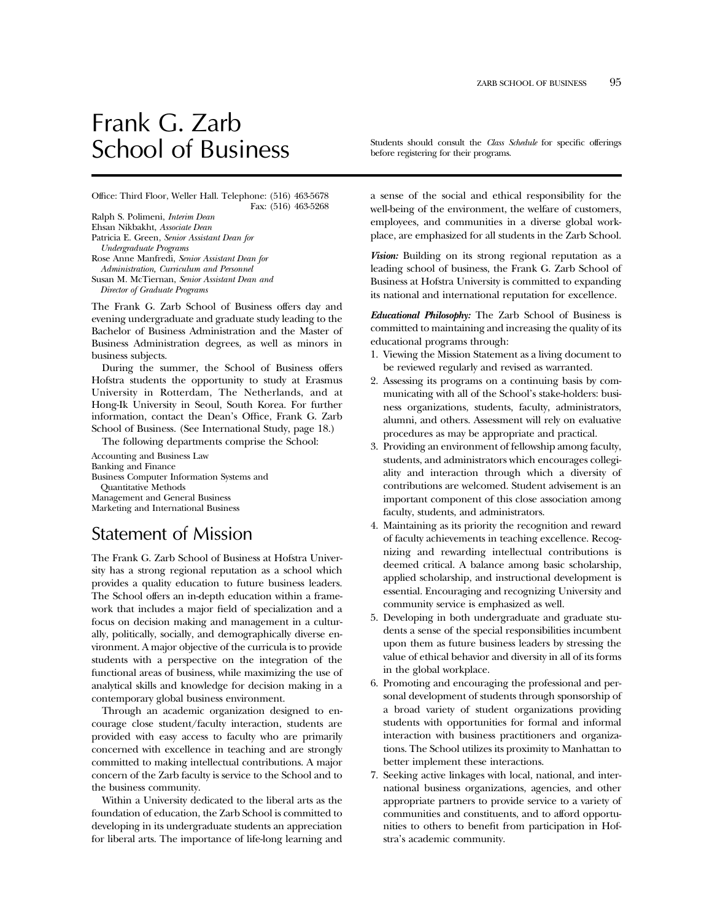# Frank G. Zarb School of Business

Students should consult the *Class Schedule* for specific offerings before registering for their programs.

Office: Third Floor, Weller Hall. Telephone: (516) 463-5678
Fax: (516) 463-5268

Ralph S. Polimeni, *Interim Dean*
Ehsan Nikbakht, *Associate Dean*
Patricia E. Green, *Senior Assistant Dean for Undergraduate Programs*
Rose Anne Manfredi, *Senior Assistant Dean for Administration, Curriculum and Personnel*
Susan M. McTiernan, *Senior Assistant Dean and Director of Graduate Programs*

The Frank G. Zarb School of Business offers day and evening undergraduate and graduate study leading to the Bachelor of Business Administration and the Master of Business Administration degrees, as well as minors in business subjects.

During the summer, the School of Business offers Hofstra students the opportunity to study at Erasmus University in Rotterdam, The Netherlands, and at Hong-Ik University in Seoul, South Korea. For further information, contact the Dean's Office, Frank G. Zarb School of Business. (See International Study, page 18.)

The following departments comprise the School:

Accounting and Business Law
Banking and Finance
Business Computer Information Systems and Quantitative Methods
Management and General Business
Marketing and International Business

## Statement of Mission

The Frank G. Zarb School of Business at Hofstra University has a strong regional reputation as a school which provides a quality education to future business leaders. The School offers an in-depth education within a framework that includes a major field of specialization and a focus on decision making and management in a culturally, politically, socially, and demographically diverse environment. A major objective of the curricula is to provide students with a perspective on the integration of the functional areas of business, while maximizing the use of analytical skills and knowledge for decision making in a contemporary global business environment.

Through an academic organization designed to encourage close student/faculty interaction, students are provided with easy access to faculty who are primarily concerned with excellence in teaching and are strongly committed to making intellectual contributions. A major concern of the Zarb faculty is service to the School and to the business community.

Within a University dedicated to the liberal arts as the foundation of education, the Zarb School is committed to developing in its undergraduate students an appreciation for liberal arts. The importance of life-long learning and a sense of the social and ethical responsibility for the well-being of the environment, the welfare of customers, employees, and communities in a diverse global workplace, are emphasized for all students in the Zarb School.

***Vision:*** Building on its strong regional reputation as a leading school of business, the Frank G. Zarb School of Business at Hofstra University is committed to expanding its national and international reputation for excellence.

***Educational Philosophy:*** The Zarb School of Business is committed to maintaining and increasing the quality of its educational programs through:

1. Viewing the Mission Statement as a living document to be reviewed regularly and revised as warranted.
2. Assessing its programs on a continuing basis by communicating with all of the School's stake-holders: business organizations, students, faculty, administrators, alumni, and others. Assessment will rely on evaluative procedures as may be appropriate and practical.
3. Providing an environment of fellowship among faculty, students, and administrators which encourages collegiality and interaction through which a diversity of contributions are welcomed. Student advisement is an important component of this close association among faculty, students, and administrators.
4. Maintaining as its priority the recognition and reward of faculty achievements in teaching excellence. Recognizing and rewarding intellectual contributions is deemed critical. A balance among basic scholarship, applied scholarship, and instructional development is essential. Encouraging and recognizing University and community service is emphasized as well.
5. Developing in both undergraduate and graduate students a sense of the special responsibilities incumbent upon them as future business leaders by stressing the value of ethical behavior and diversity in all of its forms in the global workplace.
6. Promoting and encouraging the professional and personal development of students through sponsorship of a broad variety of student organizations providing students with opportunities for formal and informal interaction with business practitioners and organizations. The School utilizes its proximity to Manhattan to better implement these interactions.
7. Seeking active linkages with local, national, and international business organizations, agencies, and other appropriate partners to provide service to a variety of communities and constituents, and to afford opportunities to others to benefit from participation in Hofstra's academic community.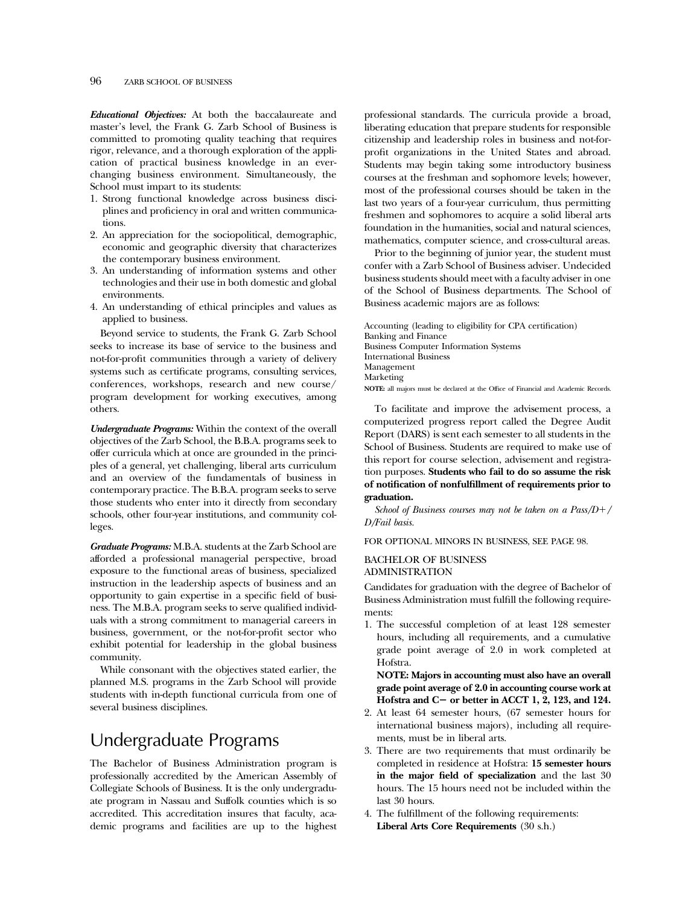***Educational Objectives:*** At both the baccalaureate and master's level, the Frank G. Zarb School of Business is committed to promoting quality teaching that requires rigor, relevance, and a thorough exploration of the application of practical business knowledge in an ever-changing business environment. Simultaneously, the School must impart to its students:

1. Strong functional knowledge across business disciplines and proficiency in oral and written communications.
2. An appreciation for the sociopolitical, demographic, economic and geographic diversity that characterizes the contemporary business environment.
3. An understanding of information systems and other technologies and their use in both domestic and global environments.
4. An understanding of ethical principles and values as applied to business.

Beyond service to students, the Frank G. Zarb School seeks to increase its base of service to the business and not-for-profit communities through a variety of delivery systems such as certificate programs, consulting services, conferences, workshops, research and new course/program development for working executives, among others.

***Undergraduate Programs:*** Within the context of the overall objectives of the Zarb School, the B.B.A. programs seek to offer curricula which at once are grounded in the principles of a general, yet challenging, liberal arts curriculum and an overview of the fundamentals of business in contemporary practice. The B.B.A. program seeks to serve those students who enter into it directly from secondary schools, other four-year institutions, and community colleges.

***Graduate Programs:*** M.B.A. students at the Zarb School are afforded a professional managerial perspective, broad exposure to the functional areas of business, specialized instruction in the leadership aspects of business and an opportunity to gain expertise in a specific field of business. The M.B.A. program seeks to serve qualified individuals with a strong commitment to managerial careers in business, government, or the not-for-profit sector who exhibit potential for leadership in the global business community.

While consonant with the objectives stated earlier, the planned M.S. programs in the Zarb School will provide students with in-depth functional curricula from one of several business disciplines.

# Undergraduate Programs

The Bachelor of Business Administration program is professionally accredited by the American Assembly of Collegiate Schools of Business. It is the only undergraduate program in Nassau and Suffolk counties which is so accredited. This accreditation insures that faculty, academic programs and facilities are up to the highest professional standards. The curricula provide a broad, liberating education that prepare students for responsible citizenship and leadership roles in business and not-for-profit organizations in the United States and abroad. Students may begin taking some introductory business courses at the freshman and sophomore levels; however, most of the professional courses should be taken in the last two years of a four-year curriculum, thus permitting freshmen and sophomores to acquire a solid liberal arts foundation in the humanities, social and natural sciences, mathematics, computer science, and cross-cultural areas.

Prior to the beginning of junior year, the student must confer with a Zarb School of Business adviser. Undecided business students should meet with a faculty adviser in one of the School of Business departments. The School of Business academic majors are as follows:

Accounting (leading to eligibility for CPA certification)
Banking and Finance
Business Computer Information Systems
International Business
Management
Marketing
**NOTE:** all majors must be declared at the Office of Financial and Academic Records.

To facilitate and improve the advisement process, a computerized progress report called the Degree Audit Report (DARS) is sent each semester to all students in the School of Business. Students are required to make use of this report for course selection, advisement and registration purposes. **Students who fail to do so assume the risk of notification of nonfulfillment of requirements prior to graduation.**

*School of Business courses may not be taken on a Pass/D+/D/Fail basis.*

FOR OPTIONAL MINORS IN BUSINESS, SEE PAGE 98.

## BACHELOR OF BUSINESS ADMINISTRATION

Candidates for graduation with the degree of Bachelor of Business Administration must fulfill the following requirements:

1. The successful completion of at least 128 semester hours, including all requirements, and a cumulative grade point average of 2.0 in work completed at Hofstra.

   **NOTE: Majors in accounting must also have an overall grade point average of 2.0 in accounting course work at Hofstra and C− or better in ACCT 1, 2, 123, and 124.**
2. At least 64 semester hours, (67 semester hours for international business majors), including all requirements, must be in liberal arts.
3. There are two requirements that must ordinarily be completed in residence at Hofstra: **15 semester hours in the major field of specialization** and the last 30 hours. The 15 hours need not be included within the last 30 hours.
4. The fulfillment of the following requirements:

   **Liberal Arts Core Requirements** (30 s.h.)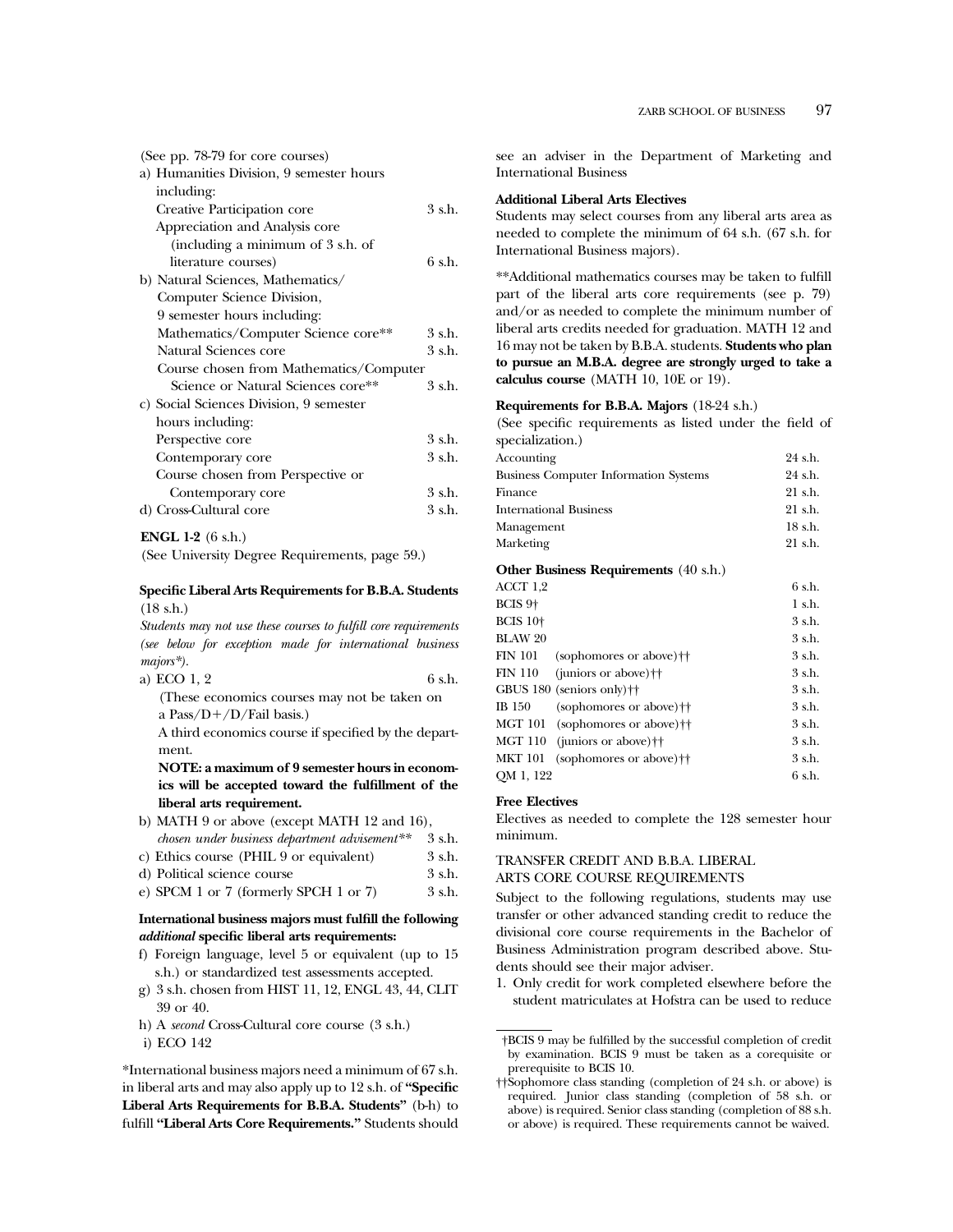(See pp. 78-79 for core courses)

a) Humanities Division, 9 semester hours including:

| | |
|---|---|
| Creative Participation core | 3 s.h. |
| Appreciation and Analysis core (including a minimum of 3 s.h. of literature courses) | 6 s.h. |

b) Natural Sciences, Mathematics/ Computer Science Division, 9 semester hours including:

| | |
|---|---|
| Mathematics/Computer Science core** | 3 s.h. |
| Natural Sciences core | 3 s.h. |
| Course chosen from Mathematics/Computer Science or Natural Sciences core** | 3 s.h. |

c) Social Sciences Division, 9 semester hours including:

| | |
|---|---|
| Perspective core | 3 s.h. |
| Contemporary core | 3 s.h. |
| Course chosen from Perspective or Contemporary core | 3 s.h. |

| | |
|---|---|
| d) Cross-Cultural core | 3 s.h. |

**ENGL 1-2** (6 s.h.)

(See University Degree Requirements, page 59.)

**Specific Liberal Arts Requirements for B.B.A. Students** (18 s.h.)

*Students may not use these courses to fulfill core requirements (see below for exception made for international business majors*).*

a) ECO 1, 2 — 6 s.h.

(These economics courses may not be taken on a Pass/D+/D/Fail basis.)

A third economics course if specified by the department.

**NOTE: a maximum of 9 semester hours in economics will be accepted toward the fulfillment of the liberal arts requirement.**

| | |
|---|---|
| b) MATH 9 or above (except MATH 12 and 16), *chosen under business department advisement*** | 3 s.h. |
| c) Ethics course (PHIL 9 or equivalent) | 3 s.h. |
| d) Political science course | 3 s.h. |
| e) SPCM 1 or 7 (formerly SPCH 1 or 7) | 3 s.h. |

**International business majors must fulfill the following *additional* specific liberal arts requirements:**

f) Foreign language, level 5 or equivalent (up to 15 s.h.) or standardized test assessments accepted.

g) 3 s.h. chosen from HIST 11, 12, ENGL 43, 44, CLIT 39 or 40.

h) A *second* Cross-Cultural core course (3 s.h.)

i) ECO 142

*International business majors need a minimum of 67 s.h. in liberal arts and may also apply up to 12 s.h. of **"Specific Liberal Arts Requirements for B.B.A. Students"** (b-h) to fulfill **"Liberal Arts Core Requirements."** Students should see an adviser in the Department of Marketing and International Business

**Additional Liberal Arts Electives**

Students may select courses from any liberal arts area as needed to complete the minimum of 64 s.h. (67 s.h. for International Business majors).

**Additional mathematics courses may be taken to fulfill part of the liberal arts core requirements (see p. 79) and/or as needed to complete the minimum number of liberal arts credits needed for graduation. MATH 12 and 16 may not be taken by B.B.A. students. **Students who plan to pursue an M.B.A. degree are strongly urged to take a calculus course** (MATH 10, 10E or 19).

**Requirements for B.B.A. Majors** (18-24 s.h.)

(See specific requirements as listed under the field of specialization.)

| | |
|---|---|
| Accounting | 24 s.h. |
| Business Computer Information Systems | 24 s.h. |
| Finance | 21 s.h. |
| International Business | 21 s.h. |
| Management | 18 s.h. |
| Marketing | 21 s.h. |

**Other Business Requirements** (40 s.h.)

| | |
|---|---|
| ACCT 1,2 | 6 s.h. |
| BCIS 9† | 1 s.h. |
| BCIS 10† | 3 s.h. |
| BLAW 20 | 3 s.h. |
| FIN 101 (sophomores or above)†† | 3 s.h. |
| FIN 110 (juniors or above)†† | 3 s.h. |
| GBUS 180 (seniors only)†† | 3 s.h. |
| IB 150 (sophomores or above)†† | 3 s.h. |
| MGT 101 (sophomores or above)†† | 3 s.h. |
| MGT 110 (juniors or above)†† | 3 s.h. |
| MKT 101 (sophomores or above)†† | 3 s.h. |
| QM 1, 122 | 6 s.h. |

**Free Electives**

Electives as needed to complete the 128 semester hour minimum.

### TRANSFER CREDIT AND B.B.A. LIBERAL ARTS CORE COURSE REQUIREMENTS

Subject to the following regulations, students may use transfer or other advanced standing credit to reduce the divisional core course requirements in the Bachelor of Business Administration program described above. Students should see their major adviser.

1. Only credit for work completed elsewhere before the student matriculates at Hofstra can be used to reduce

†BCIS 9 may be fulfilled by the successful completion of credit by examination. BCIS 9 must be taken as a corequisite or prerequisite to BCIS 10.

††Sophomore class standing (completion of 24 s.h. or above) is required. Junior class standing (completion of 58 s.h. or above) is required. Senior class standing (completion of 88 s.h. or above) is required. These requirements cannot be waived.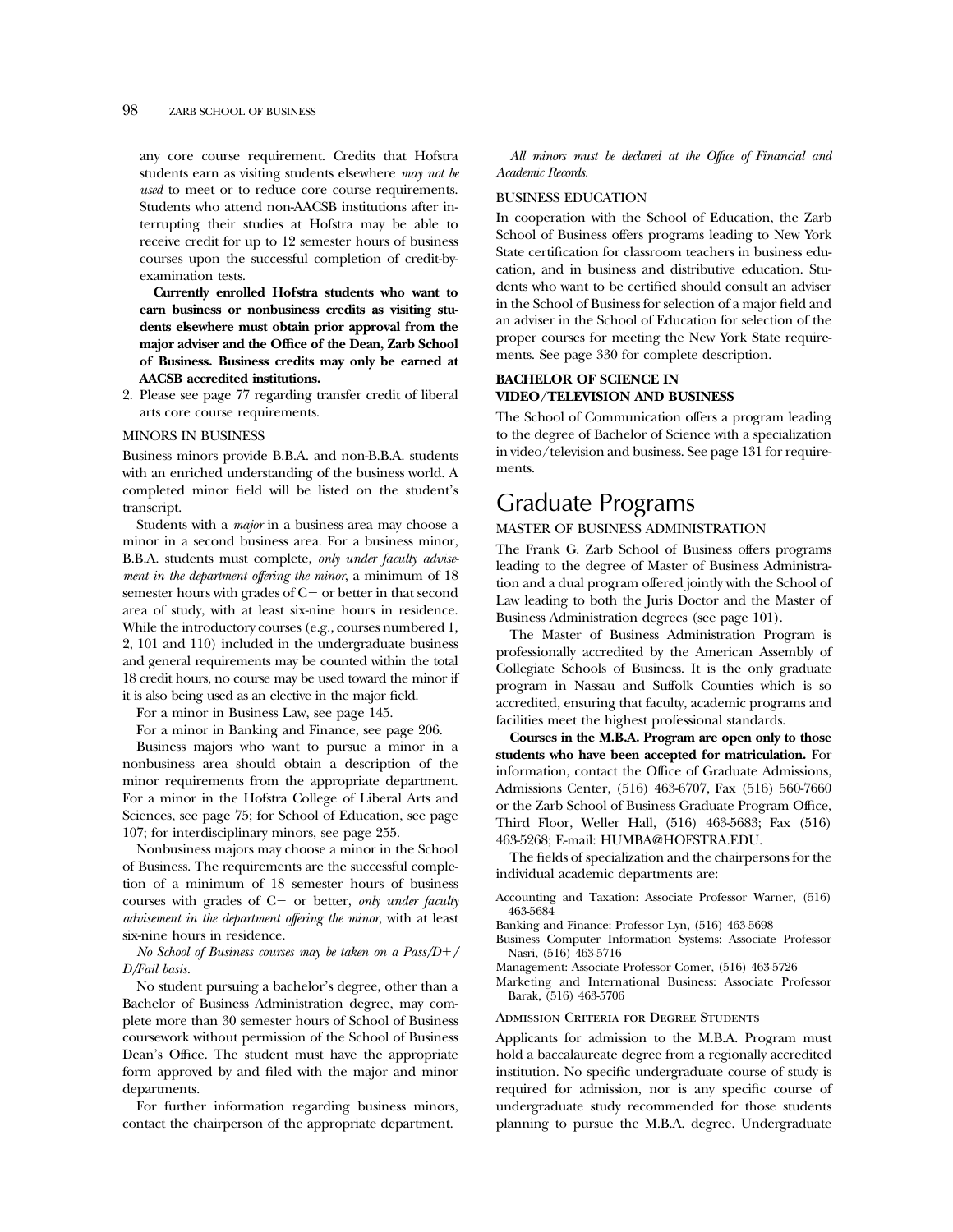any core course requirement. Credits that Hofstra students earn as visiting students elsewhere *may not be used* to meet or to reduce core course requirements. Students who attend non-AACSB institutions after interrupting their studies at Hofstra may be able to receive credit for up to 12 semester hours of business courses upon the successful completion of credit-by-examination tests.

**Currently enrolled Hofstra students who want to earn business or nonbusiness credits as visiting students elsewhere must obtain prior approval from the major adviser and the Office of the Dean, Zarb School of Business. Business credits may only be earned at AACSB accredited institutions.**

2. Please see page 77 regarding transfer credit of liberal arts core course requirements.

### MINORS IN BUSINESS

Business minors provide B.B.A. and non-B.B.A. students with an enriched understanding of the business world. A completed minor field will be listed on the student's transcript.

Students with a *major* in a business area may choose a minor in a second business area. For a business minor, B.B.A. students must complete, *only under faculty advisement in the department offering the minor*, a minimum of 18 semester hours with grades of C− or better in that second area of study, with at least six-nine hours in residence. While the introductory courses (e.g., courses numbered 1, 2, 101 and 110) included in the undergraduate business and general requirements may be counted within the total 18 credit hours, no course may be used toward the minor if it is also being used as an elective in the major field.

For a minor in Business Law, see page 145.

For a minor in Banking and Finance, see page 206.

Business majors who want to pursue a minor in a nonbusiness area should obtain a description of the minor requirements from the appropriate department. For a minor in the Hofstra College of Liberal Arts and Sciences, see page 75; for School of Education, see page 107; for interdisciplinary minors, see page 255.

Nonbusiness majors may choose a minor in the School of Business. The requirements are the successful completion of a minimum of 18 semester hours of business courses with grades of C− or better, *only under faculty advisement in the department offering the minor*, with at least six-nine hours in residence.

*No School of Business courses may be taken on a Pass/D+/D/Fail basis.*

No student pursuing a bachelor's degree, other than a Bachelor of Business Administration degree, may complete more than 30 semester hours of School of Business coursework without permission of the School of Business Dean's Office. The student must have the appropriate form approved by and filed with the major and minor departments.

For further information regarding business minors, contact the chairperson of the appropriate department.

*All minors must be declared at the Office of Financial and Academic Records.*

### BUSINESS EDUCATION

In cooperation with the School of Education, the Zarb School of Business offers programs leading to New York State certification for classroom teachers in business education, and in business and distributive education. Students who want to be certified should consult an adviser in the School of Business for selection of a major field and an adviser in the School of Education for selection of the proper courses for meeting the New York State requirements. See page 330 for complete description.

### BACHELOR OF SCIENCE IN VIDEO/TELEVISION AND BUSINESS

The School of Communication offers a program leading to the degree of Bachelor of Science with a specialization in video/television and business. See page 131 for requirements.

## Graduate Programs

### MASTER OF BUSINESS ADMINISTRATION

The Frank G. Zarb School of Business offers programs leading to the degree of Master of Business Administration and a dual program offered jointly with the School of Law leading to both the Juris Doctor and the Master of Business Administration degrees (see page 101).

The Master of Business Administration Program is professionally accredited by the American Assembly of Collegiate Schools of Business. It is the only graduate program in Nassau and Suffolk Counties which is so accredited, ensuring that faculty, academic programs and facilities meet the highest professional standards.

**Courses in the M.B.A. Program are open only to those students who have been accepted for matriculation.** For information, contact the Office of Graduate Admissions, Admissions Center, (516) 463-6707, Fax (516) 560-7660 or the Zarb School of Business Graduate Program Office, Third Floor, Weller Hall, (516) 463-5683; Fax (516) 463-5268; E-mail: HUMBA@HOFSTRA.EDU.

The fields of specialization and the chairpersons for the individual academic departments are:

Accounting and Taxation: Associate Professor Warner, (516) 463-5684

Banking and Finance: Professor Lyn, (516) 463-5698

Business Computer Information Systems: Associate Professor Nasri, (516) 463-5716

Management: Associate Professor Comer, (516) 463-5726

Marketing and International Business: Associate Professor Barak, (516) 463-5706

#### Admission Criteria for Degree Students

Applicants for admission to the M.B.A. Program must hold a baccalaureate degree from a regionally accredited institution. No specific undergraduate course of study is required for admission, nor is any specific course of undergraduate study recommended for those students planning to pursue the M.B.A. degree. Undergraduate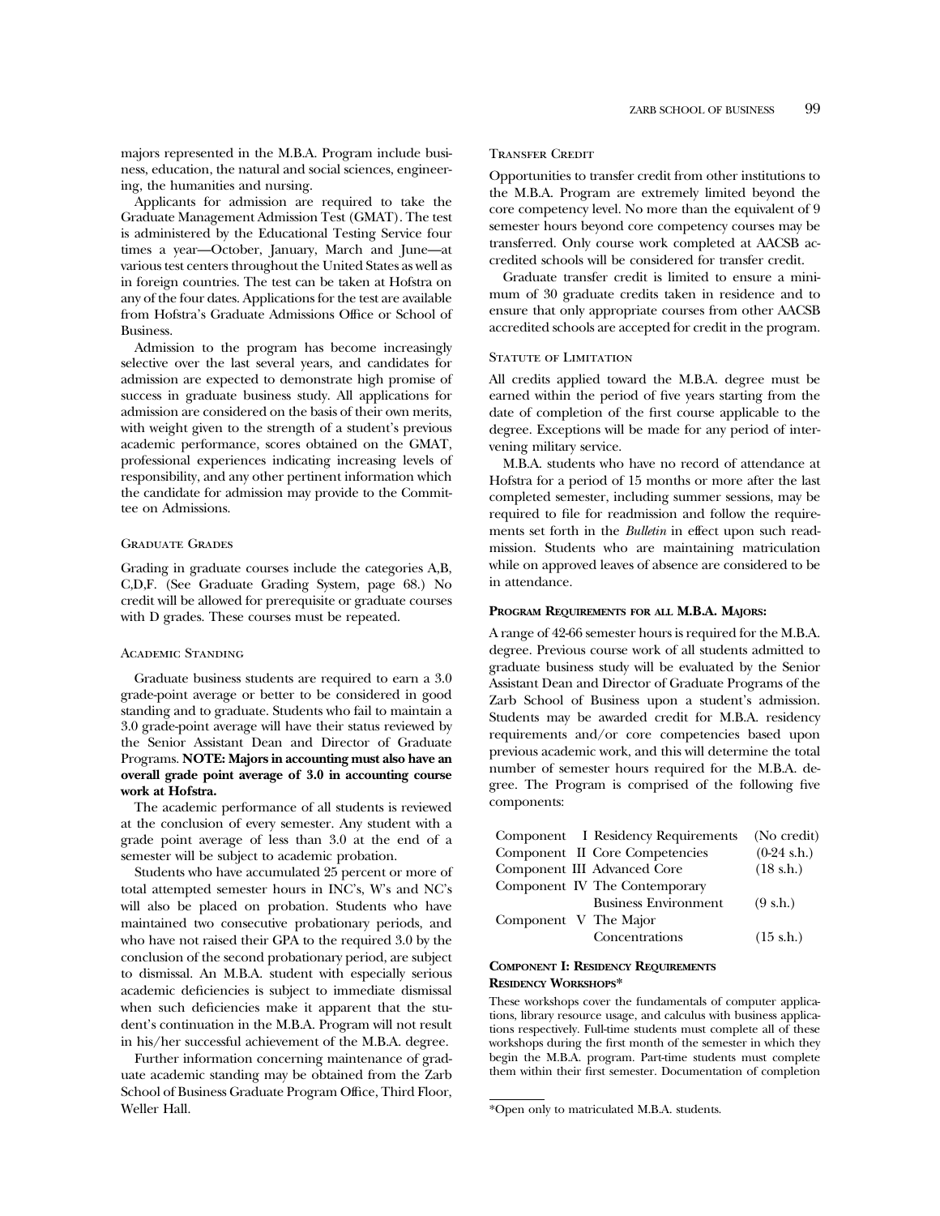majors represented in the M.B.A. Program include business, education, the natural and social sciences, engineering, the humanities and nursing.

Applicants for admission are required to take the Graduate Management Admission Test (GMAT). The test is administered by the Educational Testing Service four times a year—October, January, March and June—at various test centers throughout the United States as well as in foreign countries. The test can be taken at Hofstra on any of the four dates. Applications for the test are available from Hofstra's Graduate Admissions Office or School of Business.

Admission to the program has become increasingly selective over the last several years, and candidates for admission are expected to demonstrate high promise of success in graduate business study. All applications for admission are considered on the basis of their own merits, with weight given to the strength of a student's previous academic performance, scores obtained on the GMAT, professional experiences indicating increasing levels of responsibility, and any other pertinent information which the candidate for admission may provide to the Committee on Admissions.

### Graduate Grades

Grading in graduate courses include the categories A,B, C,D,F. (See Graduate Grading System, page 68.) No credit will be allowed for prerequisite or graduate courses with D grades. These courses must be repeated.

### Academic Standing

Graduate business students are required to earn a 3.0 grade-point average or better to be considered in good standing and to graduate. Students who fail to maintain a 3.0 grade-point average will have their status reviewed by the Senior Assistant Dean and Director of Graduate Programs. **NOTE: Majors in accounting must also have an overall grade point average of 3.0 in accounting course work at Hofstra.**

The academic performance of all students is reviewed at the conclusion of every semester. Any student with a grade point average of less than 3.0 at the end of a semester will be subject to academic probation.

Students who have accumulated 25 percent or more of total attempted semester hours in INC's, W's and NC's will also be placed on probation. Students who have maintained two consecutive probationary periods, and who have not raised their GPA to the required 3.0 by the conclusion of the second probationary period, are subject to dismissal. An M.B.A. student with especially serious academic deficiencies is subject to immediate dismissal when such deficiencies make it apparent that the student's continuation in the M.B.A. Program will not result in his/her successful achievement of the M.B.A. degree.

Further information concerning maintenance of graduate academic standing may be obtained from the Zarb School of Business Graduate Program Office, Third Floor, Weller Hall.

### Transfer Credit

Opportunities to transfer credit from other institutions to the M.B.A. Program are extremely limited beyond the core competency level. No more than the equivalent of 9 semester hours beyond core competency courses may be transferred. Only course work completed at AACSB accredited schools will be considered for transfer credit.

Graduate transfer credit is limited to ensure a minimum of 30 graduate credits taken in residence and to ensure that only appropriate courses from other AACSB accredited schools are accepted for credit in the program.

### Statute of Limitation

All credits applied toward the M.B.A. degree must be earned within the period of five years starting from the date of completion of the first course applicable to the degree. Exceptions will be made for any period of intervening military service.

M.B.A. students who have no record of attendance at Hofstra for a period of 15 months or more after the last completed semester, including summer sessions, may be required to file for readmission and follow the requirements set forth in the *Bulletin* in effect upon such readmission. Students who are maintaining matriculation while on approved leaves of absence are considered to be in attendance.

### Program Requirements for all M.B.A. Majors:

A range of 42-66 semester hours is required for the M.B.A. degree. Previous course work of all students admitted to graduate business study will be evaluated by the Senior Assistant Dean and Director of Graduate Programs of the Zarb School of Business upon a student's admission. Students may be awarded credit for M.B.A. residency requirements and/or core competencies based upon previous academic work, and this will determine the total number of semester hours required for the M.B.A. degree. The Program is comprised of the following five components:

| Component | | | |
|---|---|---|---|
| Component | I | Residency Requirements | (No credit) |
| Component | II | Core Competencies | (0-24 s.h.) |
| Component | III | Advanced Core | (18 s.h.) |
| Component | IV | The Contemporary Business Environment | (9 s.h.) |
| Component | V | The Major Concentrations | (15 s.h.) |

### Component I: Residency Requirements
#### Residency Workshops*

These workshops cover the fundamentals of computer applications, library resource usage, and calculus with business applications respectively. Full-time students must complete all of these workshops during the first month of the semester in which they begin the M.B.A. program. Part-time students must complete them within their first semester. Documentation of completion

*Open only to matriculated M.B.A. students.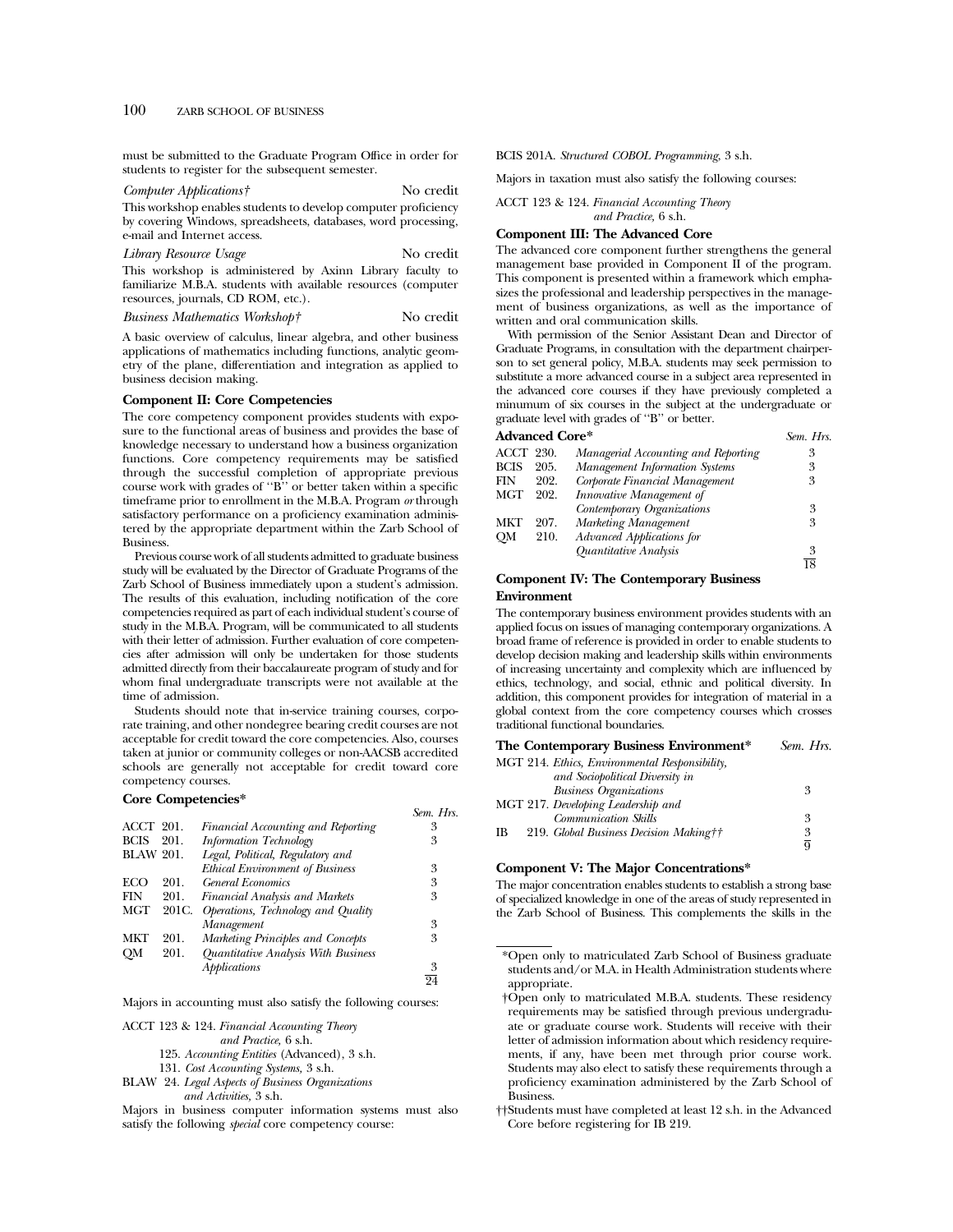must be submitted to the Graduate Program Office in order for students to register for the subsequent semester.

*Computer Applications†* — No credit

This workshop enables students to develop computer proficiency by covering Windows, spreadsheets, databases, word processing, e-mail and Internet access.

*Library Resource Usage* — No credit

This workshop is administered by Axinn Library faculty to familiarize M.B.A. students with available resources (computer resources, journals, CD ROM, etc.).

*Business Mathematics Workshop†* — No credit

A basic overview of calculus, linear algebra, and other business applications of mathematics including functions, analytic geometry of the plane, differentiation and integration as applied to business decision making.

**Component II: Core Competencies**

The core competency component provides students with exposure to the functional areas of business and provides the base of knowledge necessary to understand how a business organization functions. Core competency requirements may be satisfied through the successful completion of appropriate previous course work with grades of ''B'' or better taken within a specific timeframe prior to enrollment in the M.B.A. Program *or* through satisfactory performance on a proficiency examination administered by the appropriate department within the Zarb School of Business.

Previous course work of all students admitted to graduate business study will be evaluated by the Director of Graduate Programs of the Zarb School of Business immediately upon a student's admission. The results of this evaluation, including notification of the core competencies required as part of each individual student's course of study in the M.B.A. Program, will be communicated to all students with their letter of admission. Further evaluation of core competencies after admission will only be undertaken for those students admitted directly from their baccalaureate program of study and for whom final undergraduate transcripts were not available at the time of admission.

Students should note that in-service training courses, corporate training, and other nondegree bearing credit courses are not acceptable for credit toward the core competencies. Also, courses taken at junior or community colleges or non-AACSB accredited schools are generally not acceptable for credit toward core competency courses.

**Core Competencies***

| Course | | Title | Sem. Hrs. |
|---|---|---|---|
| ACCT | 201. | *Financial Accounting and Reporting* | 3 |
| BCIS | 201. | *Information Technology* | 3 |
| BLAW | 201. | *Legal, Political, Regulatory and Ethical Environment of Business* | 3 |
| ECO | 201. | *General Economics* | 3 |
| FIN | 201. | *Financial Analysis and Markets* | 3 |
| MGT | 201C. | *Operations, Technology and Quality Management* | 3 |
| MKT | 201. | *Marketing Principles and Concepts* | 3 |
| QM | 201. | *Quantitative Analysis With Business Applications* | 3 |
| | | | 24 |

Majors in accounting must also satisfy the following courses:

ACCT 123 & 124. *Financial Accounting Theory and Practice,* 6 s.h.
125. *Accounting Entities* (Advanced), 3 s.h.
131. *Cost Accounting Systems,* 3 s.h.
BLAW 24. *Legal Aspects of Business Organizations and Activities,* 3 s.h.

Majors in business computer information systems must also satisfy the following *special* core competency course:

BCIS 201A. *Structured COBOL Programming,* 3 s.h.

Majors in taxation must also satisfy the following courses:

ACCT 123 & 124. *Financial Accounting Theory and Practice,* 6 s.h.

**Component III: The Advanced Core**

The advanced core component further strengthens the general management base provided in Component II of the program. This component is presented within a framework which emphasizes the professional and leadership perspectives in the management of business organizations, as well as the importance of written and oral communication skills.

With permission of the Senior Assistant Dean and Director of Graduate Programs, in consultation with the department chairperson to set general policy, M.B.A. students may seek permission to substitute a more advanced course in a subject area represented in the advanced core courses if they have previously completed a minumum of six courses in the subject at the undergraduate or graduate level with grades of ''B'' or better.

**Advanced Core***

| Course | | Title | Sem. Hrs. |
|---|---|---|---|
| ACCT | 230. | *Managerial Accounting and Reporting* | 3 |
| BCIS | 205. | *Management Information Systems* | 3 |
| FIN | 202. | *Corporate Financial Management* | 3 |
| MGT | 202. | *Innovative Management of Contemporary Organizations* | 3 |
| MKT | 207. | *Marketing Management* | 3 |
| QM | 210. | *Advanced Applications for Quantitative Analysis* | 3 |
| | | | 18 |

**Component IV: The Contemporary Business Environment**

The contemporary business environment provides students with an applied focus on issues of managing contemporary organizations. A broad frame of reference is provided in order to enable students to develop decision making and leadership skills within environments of increasing uncertainty and complexity which are influenced by ethics, technology, and social, ethnic and political diversity. In addition, this component provides for integration of material in a global context from the core competency courses which crosses traditional functional boundaries.

**The Contemporary Business Environment***

| Course | Title | Sem. Hrs. |
|---|---|---|
| MGT 214. | *Ethics, Environmental Responsibility, and Sociopolitical Diversity in Business Organizations* | 3 |
| MGT 217. | *Developing Leadership and Communication Skills* | 3 |
| IB 219. | *Global Business Decision Making††* | 3 |
| | | 9 |

**Component V: The Major Concentrations***

The major concentration enables students to establish a strong base of specialized knowledge in one of the areas of study represented in the Zarb School of Business. This complements the skills in the

*Open only to matriculated Zarb School of Business graduate students and/or M.A. in Health Administration students where appropriate.

†Open only to matriculated M.B.A. students. These residency requirements may be satisfied through previous undergraduate or graduate course work. Students will receive with their letter of admission information about which residency requirements, if any, have been met through prior course work. Students may also elect to satisfy these requirements through a proficiency examination administered by the Zarb School of Business.

††Students must have completed at least 12 s.h. in the Advanced Core before registering for IB 219.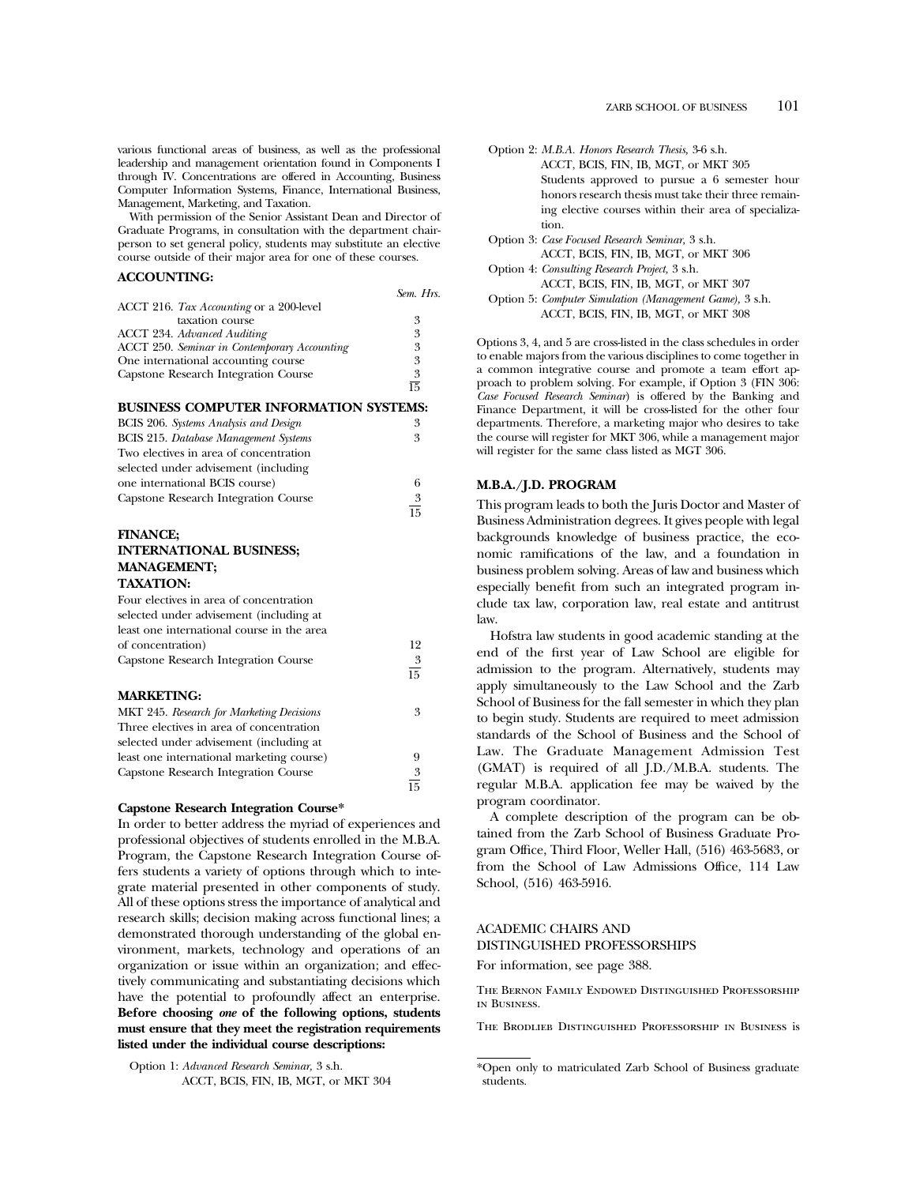various functional areas of business, as well as the professional leadership and management orientation found in Components I through IV. Concentrations are offered in Accounting, Business Computer Information Systems, Finance, International Business, Management, Marketing, and Taxation.

With permission of the Senior Assistant Dean and Director of Graduate Programs, in consultation with the department chairperson to set general policy, students may substitute an elective course outside of their major area for one of these courses.

**ACCOUNTING:**

| | Sem. Hrs. |
|---|---|
| ACCT 216. *Tax Accounting* or a 200-level taxation course | 3 |
| ACCT 234. *Advanced Auditing* | 3 |
| ACCT 250. *Seminar in Contemporary Accounting* | 3 |
| One international accounting course | 3 |
| Capstone Research Integration Course | 3 |
| | 15 |

**BUSINESS COMPUTER INFORMATION SYSTEMS:**

| | |
|---|---|
| BCIS 206. *Systems Analysis and Design* | 3 |
| BCIS 215. *Database Management Systems* | 3 |
| Two electives in area of concentration selected under advisement (including one international BCIS course) | 6 |
| Capstone Research Integration Course | 3 |
| | 15 |

**FINANCE;**
**INTERNATIONAL BUSINESS;**
**MANAGEMENT;**
**TAXATION:**

| | |
|---|---|
| Four electives in area of concentration selected under advisement (including at least one international course in the area of concentration) | 12 |
| Capstone Research Integration Course | 3 |
| | 15 |

**MARKETING:**

| | |
|---|---|
| MKT 245. *Research for Marketing Decisions* | 3 |
| Three electives in area of concentration selected under advisement (including at least one international marketing course) | 9 |
| Capstone Research Integration Course | 3 |
| | 15 |

**Capstone Research Integration Course***

In order to better address the myriad of experiences and professional objectives of students enrolled in the M.B.A. Program, the Capstone Research Integration Course offers students a variety of options through which to integrate material presented in other components of study. All of these options stress the importance of analytical and research skills; decision making across functional lines; a demonstrated thorough understanding of the global environment, markets, technology and operations of an organization or issue within an organization; and effectively communicating and substantiating decisions which have the potential to profoundly affect an enterprise. **Before choosing *one* of the following options, students must ensure that they meet the registration requirements listed under the individual course descriptions:**

Option 1: *Advanced Research Seminar,* 3 s.h.
ACCT, BCIS, FIN, IB, MGT, or MKT 304

Option 2: *M.B.A. Honors Research Thesis,* 3-6 s.h.
ACCT, BCIS, FIN, IB, MGT, or MKT 305
Students approved to pursue a 6 semester hour honors research thesis must take their three remaining elective courses within their area of specialization.

Option 3: *Case Focused Research Seminar,* 3 s.h.
ACCT, BCIS, FIN, IB, MGT, or MKT 306

Option 4: *Consulting Research Project,* 3 s.h.
ACCT, BCIS, FIN, IB, MGT, or MKT 307

Option 5: *Computer Simulation (Management Game),* 3 s.h.
ACCT, BCIS, FIN, IB, MGT, or MKT 308

Options 3, 4, and 5 are cross-listed in the class schedules in order to enable majors from the various disciplines to come together in a common integrative course and promote a team effort approach to problem solving. For example, if Option 3 (FIN 306: *Case Focused Research Seminar*) is offered by the Banking and Finance Department, it will be cross-listed for the other four departments. Therefore, a marketing major who desires to take the course will register for MKT 306, while a management major will register for the same class listed as MGT 306.

\*Open only to matriculated Zarb School of Business graduate students.

### M.B.A./J.D. PROGRAM

This program leads to both the Juris Doctor and Master of Business Administration degrees. It gives people with legal backgrounds knowledge of business practice, the economic ramifications of the law, and a foundation in business problem solving. Areas of law and business which especially benefit from such an integrated program include tax law, corporation law, real estate and antitrust law.

Hofstra law students in good academic standing at the end of the first year of Law School are eligible for admission to the program. Alternatively, students may apply simultaneously to the Law School and the Zarb School of Business for the fall semester in which they plan to begin study. Students are required to meet admission standards of the School of Business and the School of Law. The Graduate Management Admission Test (GMAT) is required of all J.D./M.B.A. students. The regular M.B.A. application fee may be waived by the program coordinator.

A complete description of the program can be obtained from the Zarb School of Business Graduate Program Office, Third Floor, Weller Hall, (516) 463-5683, or from the School of Law Admissions Office, 114 Law School, (516) 463-5916.

### ACADEMIC CHAIRS AND DISTINGUISHED PROFESSORSHIPS

For information, see page 388.

The Bernon Family Endowed Distinguished Professorship in Business.

The Brodlieb Distinguished Professorship in Business is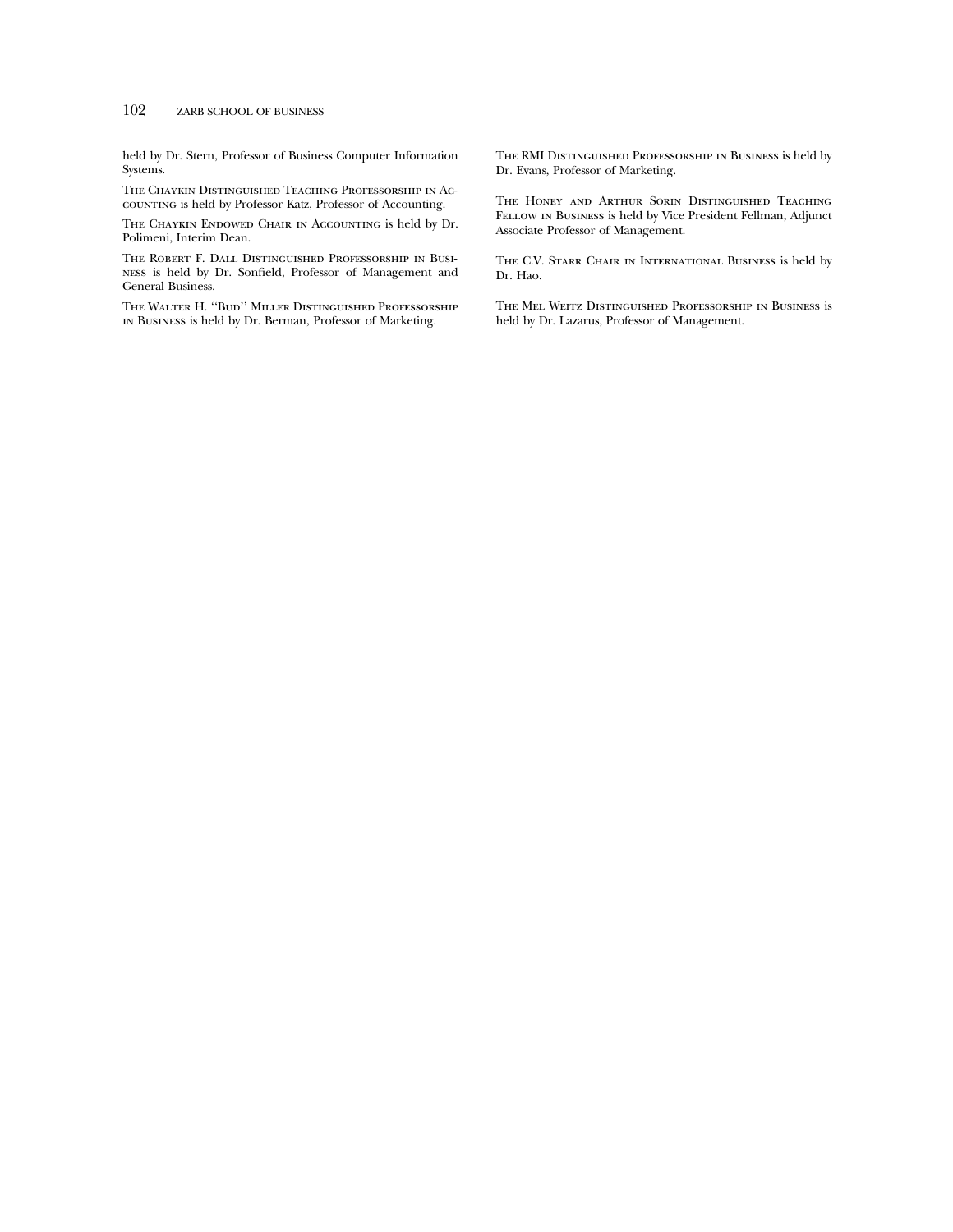held by Dr. Stern, Professor of Business Computer Information Systems.

The Chaykin Distinguished Teaching Professorship in Accounting is held by Professor Katz, Professor of Accounting.

The Chaykin Endowed Chair in Accounting is held by Dr. Polimeni, Interim Dean.

The Robert F. Dall Distinguished Professorship in Business is held by Dr. Sonfield, Professor of Management and General Business.

The Walter H. ''Bud'' Miller Distinguished Professorship in Business is held by Dr. Berman, Professor of Marketing.

The RMI Distinguished Professorship in Business is held by Dr. Evans, Professor of Marketing.

The Honey and Arthur Sorin Distinguished Teaching Fellow in Business is held by Vice President Fellman, Adjunct Associate Professor of Management.

The C.V. Starr Chair in International Business is held by Dr. Hao.

The Mel Weitz Distinguished Professorship in Business is held by Dr. Lazarus, Professor of Management.